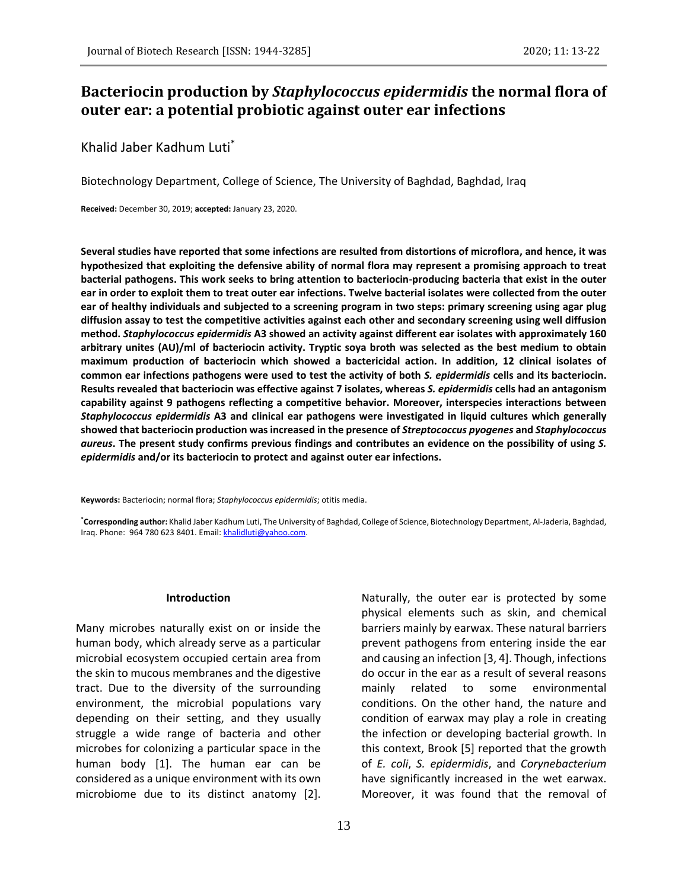# Bacteriocin production by *Staphylococcus epidermidis* the normal flora of outer ear: a potential probiotic against outer ear infections

Khalid Jaber Kadhum Luti*

Biotechnology Department, College of Science, The University of Baghdad, Baghdad, Iraq

**Received:** December 30, 2019; **accepted:** January 23, 2020.

**Several studies have reported that some infections are resulted from distortions of microflora, and hence, it was hypothesized that exploiting the defensive ability of normal flora may represent a promising approach to treat bacterial pathogens. This work seeks to bring attention to bacteriocin-producing bacteria that exist in the outer ear in order to exploit them to treat outer ear infections. Twelve bacterial isolates were collected from the outer ear of healthy individuals and subjected to a screening program in two steps: primary screening using agar plug diffusion assay to test the competitive activities against each other and secondary screening using well diffusion method. *Staphylococcus epidermidis* A3 showed an activity against different ear isolates with approximately 160 arbitrary unites (AU)/ml of bacteriocin activity. Tryptic soya broth was selected as the best medium to obtain maximum production of bacteriocin which showed a bactericidal action. In addition, 12 clinical isolates of common ear infections pathogens were used to test the activity of both *S. epidermidis* cells and its bacteriocin. Results revealed that bacteriocin was effective against 7 isolates, whereas *S. epidermidis* cells had an antagonism capability against 9 pathogens reflecting a competitive behavior. Moreover, interspecies interactions between *Staphylococcus epidermidis* A3 and clinical ear pathogens were investigated in liquid cultures which generally showed that bacteriocin production was increased in the presence of *Streptococcus pyogenes* and *Staphylococcus aureus*. The present study confirms previous findings and contributes an evidence on the possibility of using *S. epidermidis* and/or its bacteriocin to protect and against outer ear infections.**

**Keywords:** Bacteriocin; normal flora; *Staphylococcus epidermidis*; otitis media.

***Corresponding author:** Khalid Jaber Kadhum Luti, The University of Baghdad, College of Science, Biotechnology Department, Al-Jaderia, Baghdad, Iraq. Phone: 964 780 623 8401. Email: khalidluti@yahoo.com.

## Introduction

Many microbes naturally exist on or inside the human body, which already serve as a particular microbial ecosystem occupied certain area from the skin to mucous membranes and the digestive tract. Due to the diversity of the surrounding environment, the microbial populations vary depending on their setting, and they usually struggle a wide range of bacteria and other microbes for colonizing a particular space in the human body [1]. The human ear can be considered as a unique environment with its own microbiome due to its distinct anatomy [2]. Naturally, the outer ear is protected by some physical elements such as skin, and chemical barriers mainly by earwax. These natural barriers prevent pathogens from entering inside the ear and causing an infection [3, 4]. Though, infections do occur in the ear as a result of several reasons mainly related to some environmental conditions. On the other hand, the nature and condition of earwax may play a role in creating the infection or developing bacterial growth. In this context, Brook [5] reported that the growth of *E. coli*, *S. epidermidis*, and *Corynebacterium* have significantly increased in the wet earwax. Moreover, it was found that the removal of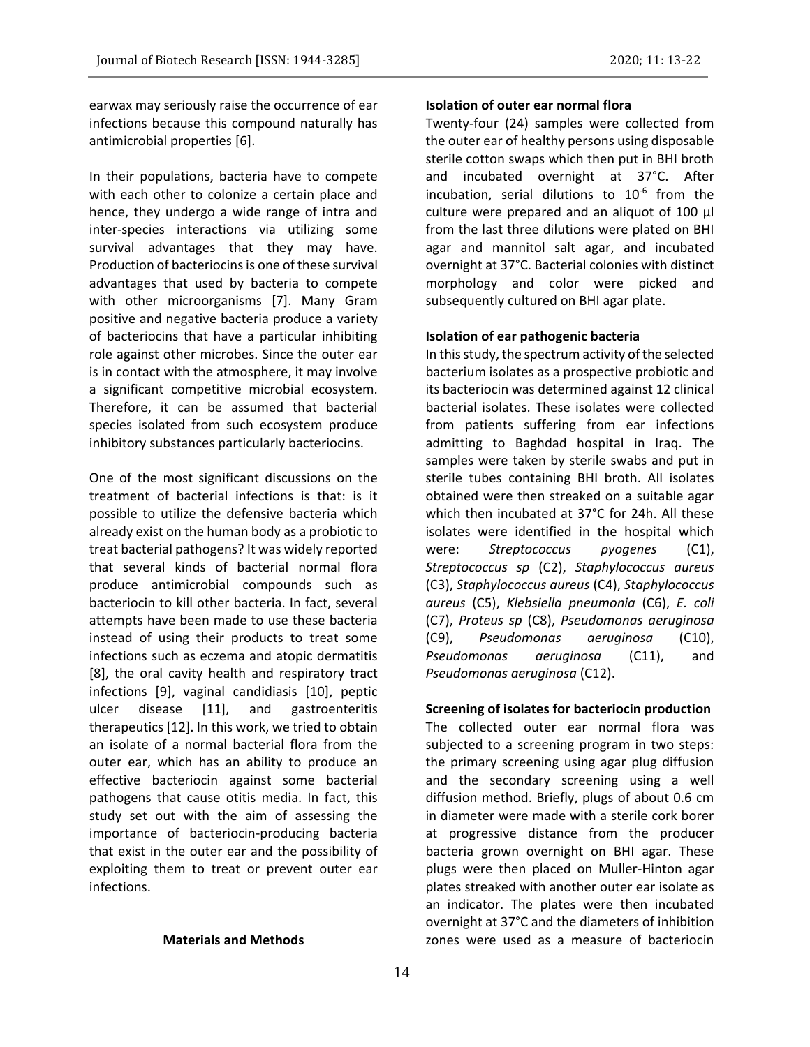earwax may seriously raise the occurrence of ear infections because this compound naturally has antimicrobial properties [6].

In their populations, bacteria have to compete with each other to colonize a certain place and hence, they undergo a wide range of intra and inter-species interactions via utilizing some survival advantages that they may have. Production of bacteriocins is one of these survival advantages that used by bacteria to compete with other microorganisms [7]. Many Gram positive and negative bacteria produce a variety of bacteriocins that have a particular inhibiting role against other microbes. Since the outer ear is in contact with the atmosphere, it may involve a significant competitive microbial ecosystem. Therefore, it can be assumed that bacterial species isolated from such ecosystem produce inhibitory substances particularly bacteriocins.

One of the most significant discussions on the treatment of bacterial infections is that: is it possible to utilize the defensive bacteria which already exist on the human body as a probiotic to treat bacterial pathogens? It was widely reported that several kinds of bacterial normal flora produce antimicrobial compounds such as bacteriocin to kill other bacteria. In fact, several attempts have been made to use these bacteria instead of using their products to treat some infections such as eczema and atopic dermatitis [8], the oral cavity health and respiratory tract infections [9], vaginal candidiasis [10], peptic ulcer disease [11], and gastroenteritis therapeutics [12]. In this work, we tried to obtain an isolate of a normal bacterial flora from the outer ear, which has an ability to produce an effective bacteriocin against some bacterial pathogens that cause otitis media. In fact, this study set out with the aim of assessing the importance of bacteriocin-producing bacteria that exist in the outer ear and the possibility of exploiting them to treat or prevent outer ear infections.

## Materials and Methods

**Isolation of outer ear normal flora**

Twenty-four (24) samples were collected from the outer ear of healthy persons using disposable sterile cotton swaps which then put in BHI broth and incubated overnight at 37°C. After incubation, serial dilutions to $10^{-6}$ from the culture were prepared and an aliquot of 100 µl from the last three dilutions were plated on BHI agar and mannitol salt agar, and incubated overnight at 37°C. Bacterial colonies with distinct morphology and color were picked and subsequently cultured on BHI agar plate.

**Isolation of ear pathogenic bacteria**

In this study, the spectrum activity of the selected bacterium isolates as a prospective probiotic and its bacteriocin was determined against 12 clinical bacterial isolates. These isolates were collected from patients suffering from ear infections admitting to Baghdad hospital in Iraq. The samples were taken by sterile swabs and put in sterile tubes containing BHI broth. All isolates obtained were then streaked on a suitable agar which then incubated at 37°C for 24h. All these isolates were identified in the hospital which were: *Streptococcus pyogenes* (C1), *Streptococcus sp* (C2), *Staphylococcus aureus* (C3), *Staphylococcus aureus* (C4), *Staphylococcus aureus* (C5), *Klebsiella pneumonia* (C6), *E. coli* (C7), *Proteus sp* (C8), *Pseudomonas aeruginosa* (C9), *Pseudomonas aeruginosa* (C10), *Pseudomonas aeruginosa* (C11), and *Pseudomonas aeruginosa* (C12).

**Screening of isolates for bacteriocin production**

The collected outer ear normal flora was subjected to a screening program in two steps: the primary screening using agar plug diffusion and the secondary screening using a well diffusion method. Briefly, plugs of about 0.6 cm in diameter were made with a sterile cork borer at progressive distance from the producer bacteria grown overnight on BHI agar. These plugs were then placed on Muller-Hinton agar plates streaked with another outer ear isolate as an indicator. The plates were then incubated overnight at 37°C and the diameters of inhibition zones were used as a measure of bacteriocin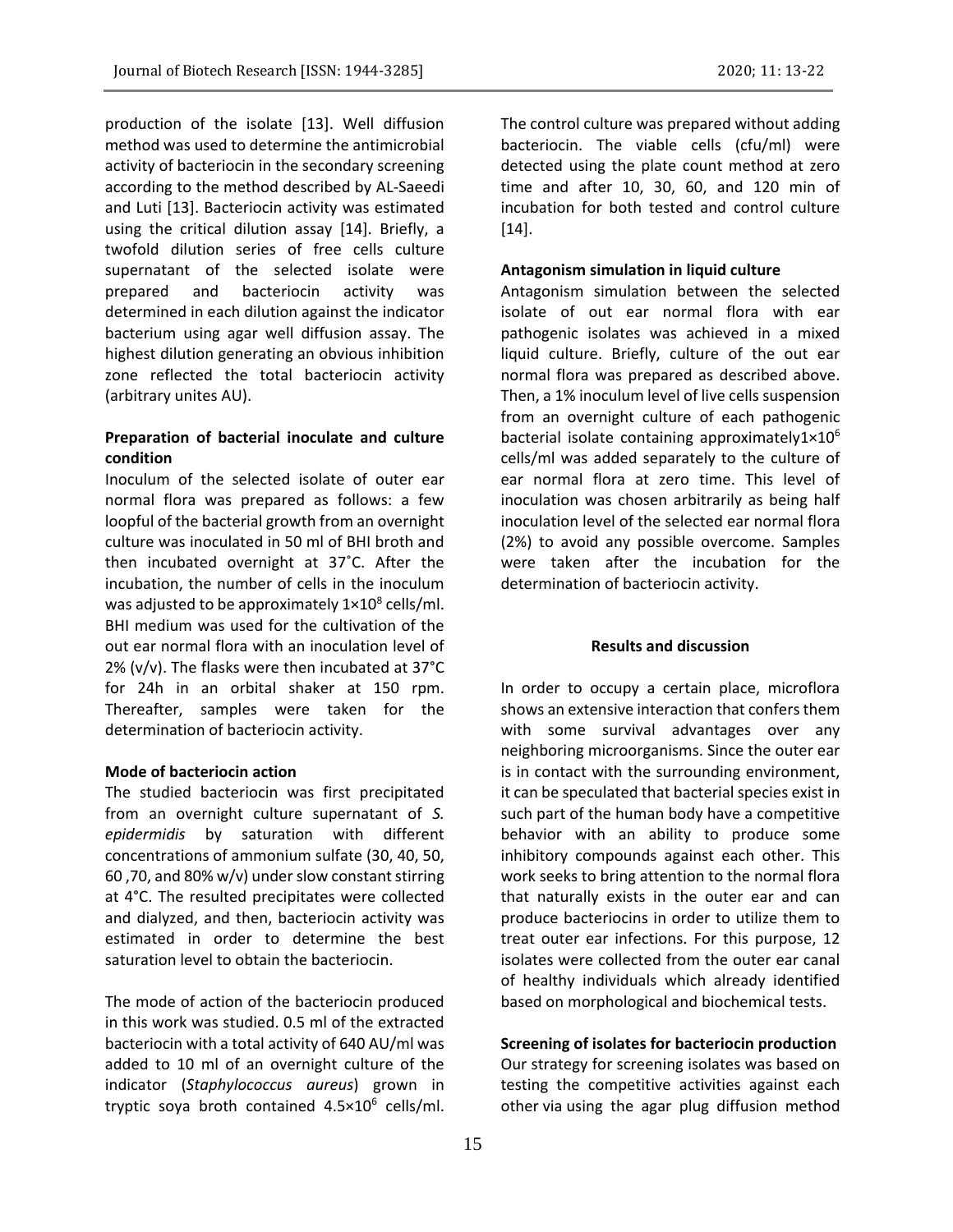production of the isolate [13]. Well diffusion method was used to determine the antimicrobial activity of bacteriocin in the secondary screening according to the method described by AL-Saeedi and Luti [13]. Bacteriocin activity was estimated using the critical dilution assay [14]. Briefly, a twofold dilution series of free cells culture supernatant of the selected isolate were prepared and bacteriocin activity was determined in each dilution against the indicator bacterium using agar well diffusion assay. The highest dilution generating an obvious inhibition zone reflected the total bacteriocin activity (arbitrary unites AU).

**Preparation of bacterial inoculate and culture condition**

Inoculum of the selected isolate of outer ear normal flora was prepared as follows: a few loopful of the bacterial growth from an overnight culture was inoculated in 50 ml of BHI broth and then incubated overnight at 37˚C. After the incubation, the number of cells in the inoculum was adjusted to be approximately $1\times10^8$ cells/ml. BHI medium was used for the cultivation of the out ear normal flora with an inoculation level of 2% (v/v). The flasks were then incubated at 37°C for 24h in an orbital shaker at 150 rpm. Thereafter, samples were taken for the determination of bacteriocin activity.

**Mode of bacteriocin action**

The studied bacteriocin was first precipitated from an overnight culture supernatant of *S. epidermidis* by saturation with different concentrations of ammonium sulfate (30, 40, 50, 60 ,70, and 80% w/v) under slow constant stirring at 4°C. The resulted precipitates were collected and dialyzed, and then, bacteriocin activity was estimated in order to determine the best saturation level to obtain the bacteriocin.

The mode of action of the bacteriocin produced in this work was studied. 0.5 ml of the extracted bacteriocin with a total activity of 640 AU/ml was added to 10 ml of an overnight culture of the indicator (*Staphylococcus aureus*) grown in tryptic soya broth contained $4.5\times10^6$ cells/ml. The control culture was prepared without adding bacteriocin. The viable cells (cfu/ml) were detected using the plate count method at zero time and after 10, 30, 60, and 120 min of incubation for both tested and control culture [14].

**Antagonism simulation in liquid culture**

Antagonism simulation between the selected isolate of out ear normal flora with ear pathogenic isolates was achieved in a mixed liquid culture. Briefly, culture of the out ear normal flora was prepared as described above. Then, a 1% inoculum level of live cells suspension from an overnight culture of each pathogenic bacterial isolate containing approximately$1\times10^6$ cells/ml was added separately to the culture of ear normal flora at zero time. This level of inoculation was chosen arbitrarily as being half inoculation level of the selected ear normal flora (2%) to avoid any possible overcome. Samples were taken after the incubation for the determination of bacteriocin activity.

## Results and discussion

In order to occupy a certain place, microflora shows an extensive interaction that confers them with some survival advantages over any neighboring microorganisms. Since the outer ear is in contact with the surrounding environment, it can be speculated that bacterial species exist in such part of the human body have a competitive behavior with an ability to produce some inhibitory compounds against each other. This work seeks to bring attention to the normal flora that naturally exists in the outer ear and can produce bacteriocins in order to utilize them to treat outer ear infections. For this purpose, 12 isolates were collected from the outer ear canal of healthy individuals which already identified based on morphological and biochemical tests.

**Screening of isolates for bacteriocin production**

Our strategy for screening isolates was based on testing the competitive activities against each other via using the agar plug diffusion method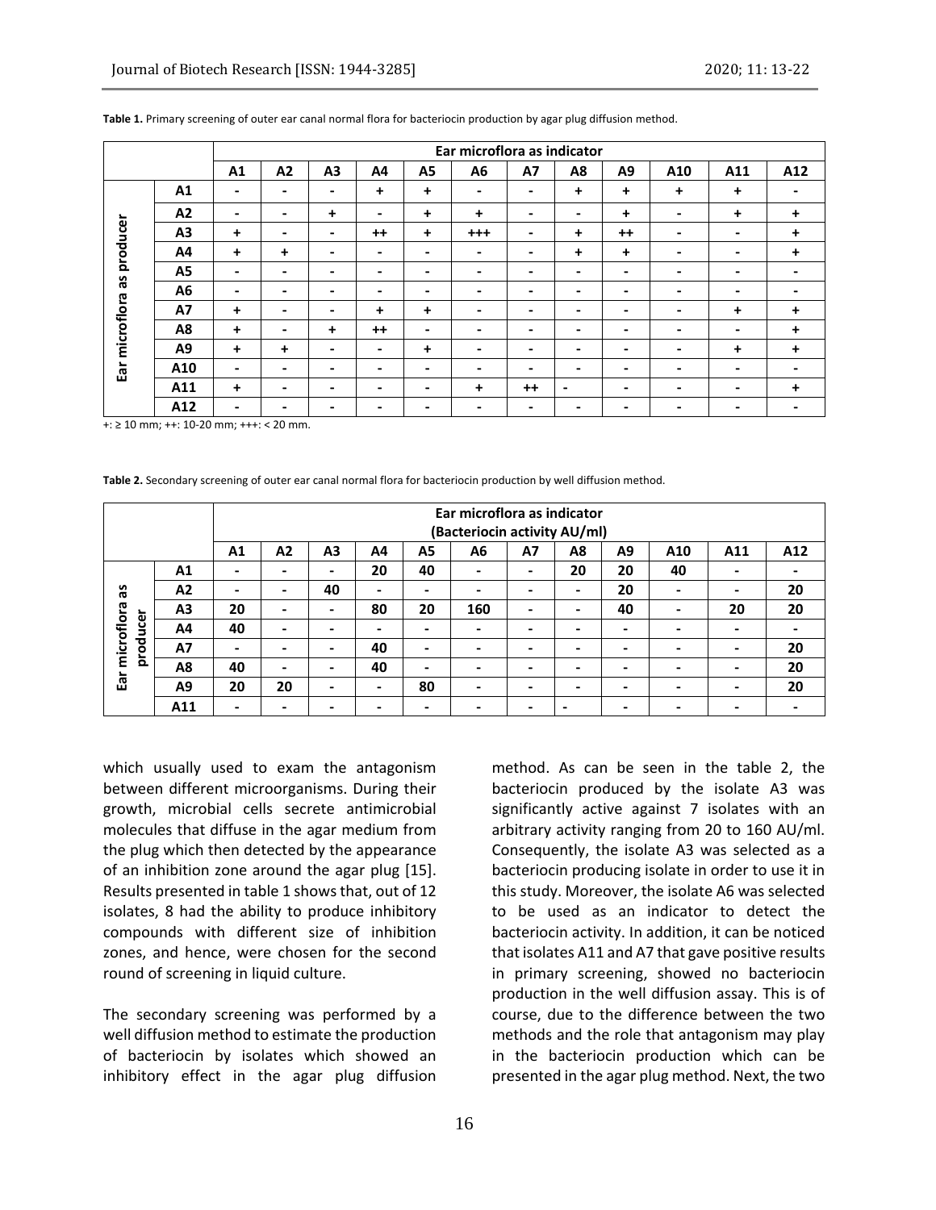**Table 1.** Primary screening of outer ear canal normal flora for bacteriocin production by agar plug diffusion method.

| | | Ear microflora as indicator | | | | | | | | | | | |
|---|---|---|---|---|---|---|---|---|---|---|---|---|---|
| | | A1 | A2 | A3 | A4 | A5 | A6 | A7 | A8 | A9 | A10 | A11 | A12 |
| Ear microflora as producer | A1 | - | - | - | + | + | - | - | + | + | + | + | - |
| | A2 | - | - | + | - | + | + | - | - | + | - | + | + |
| | A3 | + | - | - | ++ | + | +++ | - | + | ++ | - | - | + |
| | A4 | + | + | - | - | - | - | - | + | + | - | - | + |
| | A5 | - | - | - | - | - | - | - | - | - | - | - | - |
| | A6 | - | - | - | - | - | - | - | - | - | - | - | - |
| | A7 | + | - | - | + | + | - | - | - | - | - | + | + |
| | A8 | + | - | + | ++ | - | - | - | - | - | - | - | + |
| | A9 | + | + | - | - | + | - | - | - | - | - | + | + |
| | A10 | - | - | - | - | - | - | - | - | - | - | - | - |
| | A11 | + | - | - | - | - | + | ++ | - | - | - | - | + |
| | A12 | - | - | - | - | - | - | - | - | - | - | - | - |

+: ≥ 10 mm; ++: 10-20 mm; +++: < 20 mm.

**Table 2.** Secondary screening of outer ear canal normal flora for bacteriocin production by well diffusion method.

| | | Ear microflora as indicator (Bacteriocin activity AU/ml) | | | | | | | | | | | |
|---|---|---|---|---|---|---|---|---|---|---|---|---|---|
| | | A1 | A2 | A3 | A4 | A5 | A6 | A7 | A8 | A9 | A10 | A11 | A12 |
| Ear microflora as producer | A1 | - | - | - | 20 | 40 | - | - | 20 | 20 | 40 | - | - |
| | A2 | - | - | 40 | - | - | - | - | - | 20 | - | - | 20 |
| | A3 | 20 | - | - | 80 | 20 | 160 | - | - | 40 | - | 20 | 20 |
| | A4 | 40 | - | - | - | - | - | - | - | - | - | - | - |
| | A7 | - | - | - | 40 | - | - | - | - | - | - | - | 20 |
| | A8 | 40 | - | - | 40 | - | - | - | - | - | - | - | 20 |
| | A9 | 20 | 20 | - | - | 80 | - | - | - | - | - | - | 20 |
| | A11 | - | - | - | - | - | - | - | - | - | - | - | - |

which usually used to exam the antagonism between different microorganisms. During their growth, microbial cells secrete antimicrobial molecules that diffuse in the agar medium from the plug which then detected by the appearance of an inhibition zone around the agar plug [15]. Results presented in table 1 shows that, out of 12 isolates, 8 had the ability to produce inhibitory compounds with different size of inhibition zones, and hence, were chosen for the second round of screening in liquid culture.

The secondary screening was performed by a well diffusion method to estimate the production of bacteriocin by isolates which showed an inhibitory effect in the agar plug diffusion method. As can be seen in the table 2, the bacteriocin produced by the isolate A3 was significantly active against 7 isolates with an arbitrary activity ranging from 20 to 160 AU/ml. Consequently, the isolate A3 was selected as a bacteriocin producing isolate in order to use it in this study. Moreover, the isolate A6 was selected to be used as an indicator to detect the bacteriocin activity. In addition, it can be noticed that isolates A11 and A7 that gave positive results in primary screening, showed no bacteriocin production in the well diffusion assay. This is of course, due to the difference between the two methods and the role that antagonism may play in the bacteriocin production which can be presented in the agar plug method. Next, the two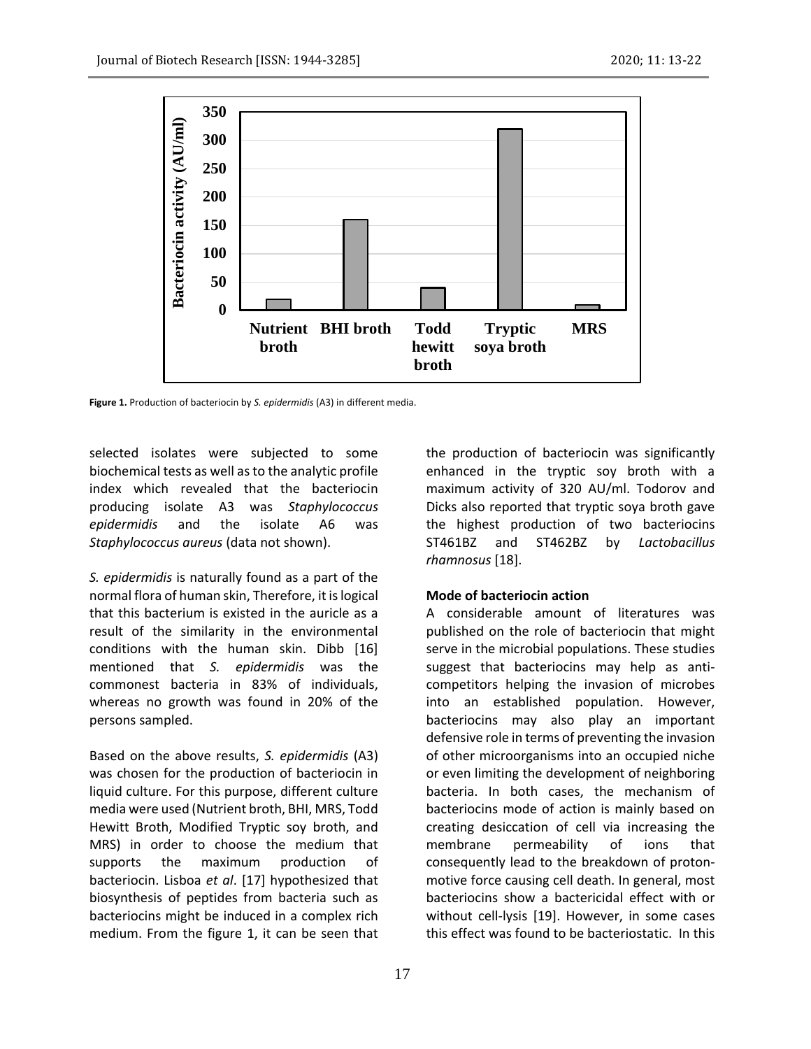**Figure 1.** Production of bacteriocin by *S. epidermidis* (A3) in different media.

selected isolates were subjected to some biochemical tests as well as to the analytic profile index which revealed that the bacteriocin producing isolate A3 was *Staphylococcus epidermidis* and the isolate A6 was *Staphylococcus aureus* (data not shown).

*S. epidermidis* is naturally found as a part of the normal flora of human skin, Therefore, it is logical that this bacterium is existed in the auricle as a result of the similarity in the environmental conditions with the human skin. Dibb [16] mentioned that *S. epidermidis* was the commonest bacteria in 83% of individuals, whereas no growth was found in 20% of the persons sampled.

Based on the above results, *S. epidermidis* (A3) was chosen for the production of bacteriocin in liquid culture. For this purpose, different culture media were used (Nutrient broth, BHI, MRS, Todd Hewitt Broth, Modified Tryptic soy broth, and MRS) in order to choose the medium that supports the maximum production of bacteriocin. Lisboa *et al*. [17] hypothesized that biosynthesis of peptides from bacteria such as bacteriocins might be induced in a complex rich medium. From the figure 1, it can be seen that the production of bacteriocin was significantly enhanced in the tryptic soy broth with a maximum activity of 320 AU/ml. Todorov and Dicks also reported that tryptic soya broth gave the highest production of two bacteriocins ST461BZ and ST462BZ by *Lactobacillus rhamnosus* [18].

**Mode of bacteriocin action**

A considerable amount of literatures was published on the role of bacteriocin that might serve in the microbial populations. These studies suggest that bacteriocins may help as anti-competitors helping the invasion of microbes into an established population. However, bacteriocins may also play an important defensive role in terms of preventing the invasion of other microorganisms into an occupied niche or even limiting the development of neighboring bacteria. In both cases, the mechanism of bacteriocins mode of action is mainly based on creating desiccation of cell via increasing the membrane permeability of ions that consequently lead to the breakdown of proton-motive force causing cell death. In general, most bacteriocins show a bactericidal effect with or without cell-lysis [19]. However, in some cases this effect was found to be bacteriostatic. In this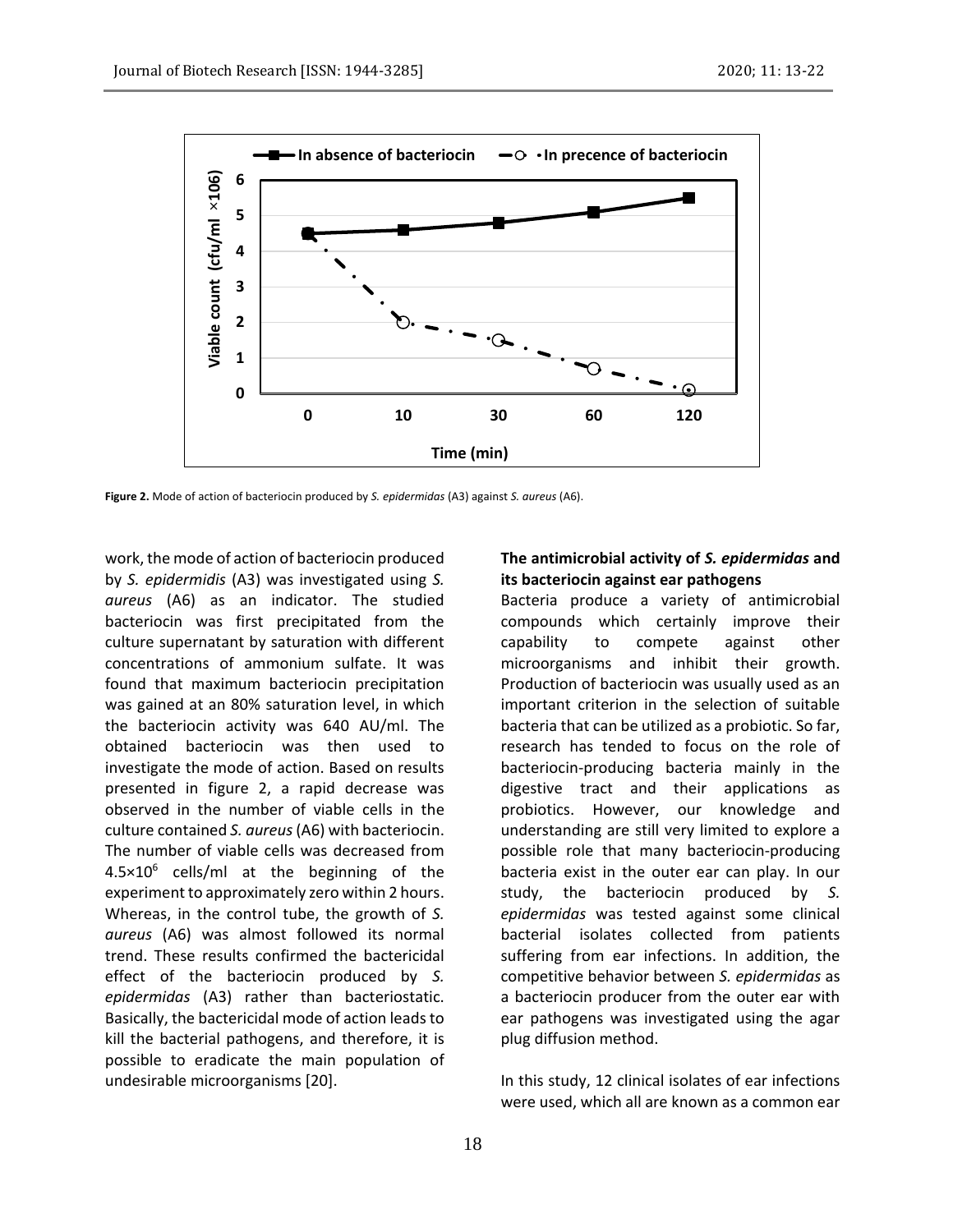**Figure 2.** Mode of action of bacteriocin produced by *S. epidermidas* (A3) against *S. aureus* (A6).

work, the mode of action of bacteriocin produced by *S. epidermidis* (A3) was investigated using *S. aureus* (A6) as an indicator. The studied bacteriocin was first precipitated from the culture supernatant by saturation with different concentrations of ammonium sulfate. It was found that maximum bacteriocin precipitation was gained at an 80% saturation level, in which the bacteriocin activity was 640 AU/ml. The obtained bacteriocin was then used to investigate the mode of action. Based on results presented in figure 2, a rapid decrease was observed in the number of viable cells in the culture contained *S. aureus* (A6) with bacteriocin. The number of viable cells was decreased from $4.5\times10^{6}$ cells/ml at the beginning of the experiment to approximately zero within 2 hours. Whereas, in the control tube, the growth of *S. aureus* (A6) was almost followed its normal trend. These results confirmed the bactericidal effect of the bacteriocin produced by *S. epidermidas* (A3) rather than bacteriostatic. Basically, the bactericidal mode of action leads to kill the bacterial pathogens, and therefore, it is possible to eradicate the main population of undesirable microorganisms [20].

### The antimicrobial activity of *S. epidermidas* and its bacteriocin against ear pathogens

Bacteria produce a variety of antimicrobial compounds which certainly improve their capability to compete against other microorganisms and inhibit their growth. Production of bacteriocin was usually used as an important criterion in the selection of suitable bacteria that can be utilized as a probiotic. So far, research has tended to focus on the role of bacteriocin-producing bacteria mainly in the digestive tract and their applications as probiotics. However, our knowledge and understanding are still very limited to explore a possible role that many bacteriocin-producing bacteria exist in the outer ear can play. In our study, the bacteriocin produced by *S. epidermidas* was tested against some clinical bacterial isolates collected from patients suffering from ear infections. In addition, the competitive behavior between *S. epidermidas* as a bacteriocin producer from the outer ear with ear pathogens was investigated using the agar plug diffusion method.

In this study, 12 clinical isolates of ear infections were used, which all are known as a common ear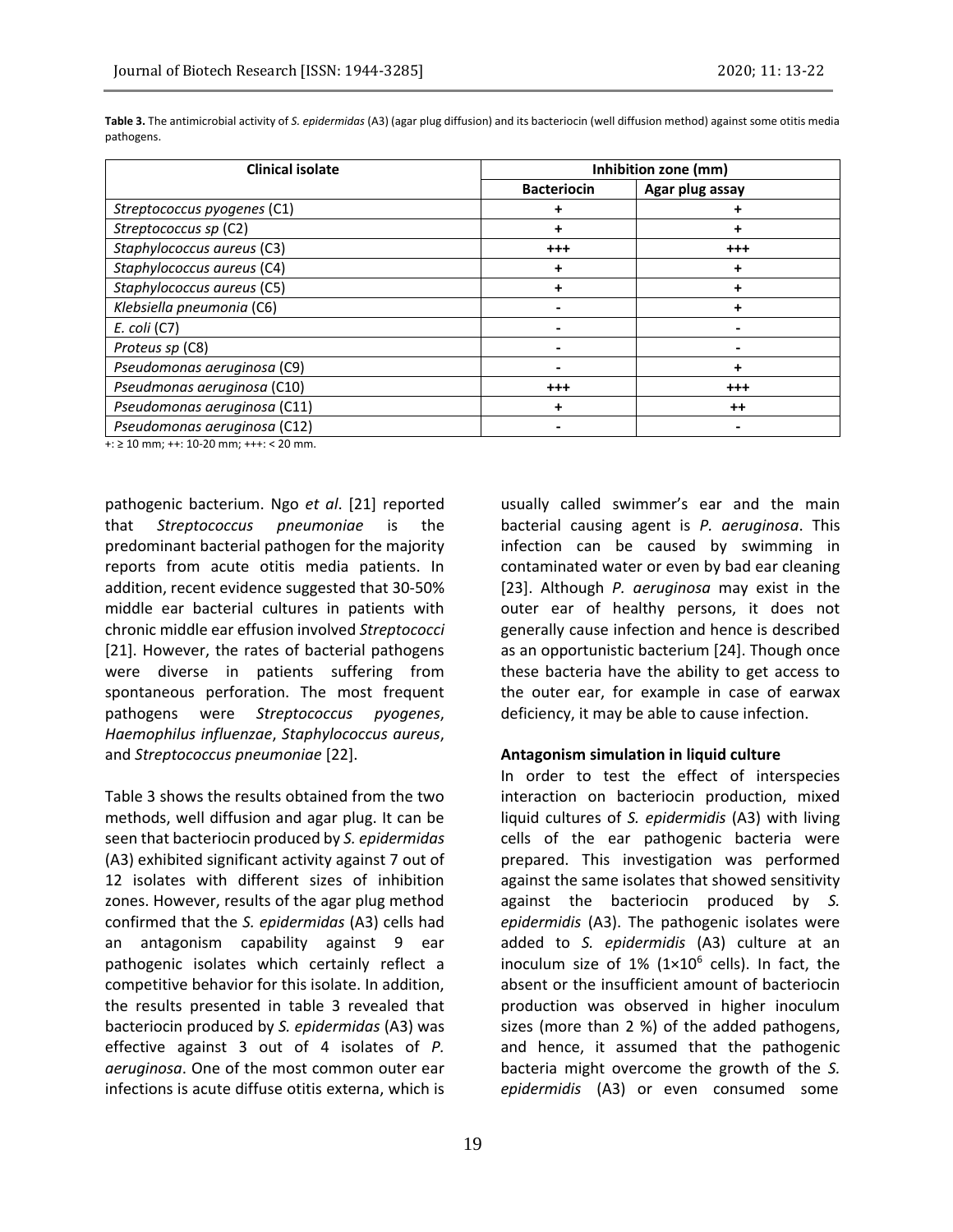**Table 3.** The antimicrobial activity of *S. epidermidas* (A3) (agar plug diffusion) and its bacteriocin (well diffusion method) against some otitis media pathogens.

| Clinical isolate | Inhibition zone (mm) | |
|---|---|---|
| | Bacteriocin | Agar plug assay |
| *Streptococcus pyogenes* (C1) | + | + |
| *Streptococcus sp* (C2) | + | + |
| *Staphylococcus aureus* (C3) | +++ | +++ |
| *Staphylococcus aureus* (C4) | + | + |
| *Staphylococcus aureus* (C5) | + | + |
| *Klebsiella pneumonia* (C6) | - | + |
| *E. coli* (C7) | - | - |
| *Proteus sp* (C8) | - | - |
| *Pseudomonas aeruginosa* (C9) | - | + |
| *Pseudmonas aeruginosa* (C10) | +++ | +++ |
| *Pseudomonas aeruginosa* (C11) | + | ++ |
| *Pseudomonas aeruginosa* (C12) | - | - |

+: ≥ 10 mm; ++: 10-20 mm; +++: < 20 mm.

pathogenic bacterium. Ngo *et al*. [21] reported that *Streptococcus pneumoniae* is the predominant bacterial pathogen for the majority reports from acute otitis media patients. In addition, recent evidence suggested that 30-50% middle ear bacterial cultures in patients with chronic middle ear effusion involved *Streptococci* [21]. However, the rates of bacterial pathogens were diverse in patients suffering from spontaneous perforation. The most frequent pathogens were *Streptococcus pyogenes*, *Haemophilus influenzae*, *Staphylococcus aureus*, and *Streptococcus pneumoniae* [22].

Table 3 shows the results obtained from the two methods, well diffusion and agar plug. It can be seen that bacteriocin produced by *S. epidermidas* (A3) exhibited significant activity against 7 out of 12 isolates with different sizes of inhibition zones. However, results of the agar plug method confirmed that the *S. epidermidas* (A3) cells had an antagonism capability against 9 ear pathogenic isolates which certainly reflect a competitive behavior for this isolate. In addition, the results presented in table 3 revealed that bacteriocin produced by *S. epidermidas* (A3) was effective against 3 out of 4 isolates of *P. aeruginosa*. One of the most common outer ear infections is acute diffuse otitis externa, which is usually called swimmer's ear and the main bacterial causing agent is *P. aeruginosa*. This infection can be caused by swimming in contaminated water or even by bad ear cleaning [23]. Although *P. aeruginosa* may exist in the outer ear of healthy persons, it does not generally cause infection and hence is described as an opportunistic bacterium [24]. Though once these bacteria have the ability to get access to the outer ear, for example in case of earwax deficiency, it may be able to cause infection.

#### Antagonism simulation in liquid culture

In order to test the effect of interspecies interaction on bacteriocin production, mixed liquid cultures of *S. epidermidis* (A3) with living cells of the ear pathogenic bacteria were prepared. This investigation was performed against the same isolates that showed sensitivity against the bacteriocin produced by *S. epidermidis* (A3). The pathogenic isolates were added to *S. epidermidis* (A3) culture at an inoculum size of 1% ($1 \times 10^6$ cells). In fact, the absent or the insufficient amount of bacteriocin production was observed in higher inoculum sizes (more than 2 %) of the added pathogens, and hence, it assumed that the pathogenic bacteria might overcome the growth of the *S. epidermidis* (A3) or even consumed some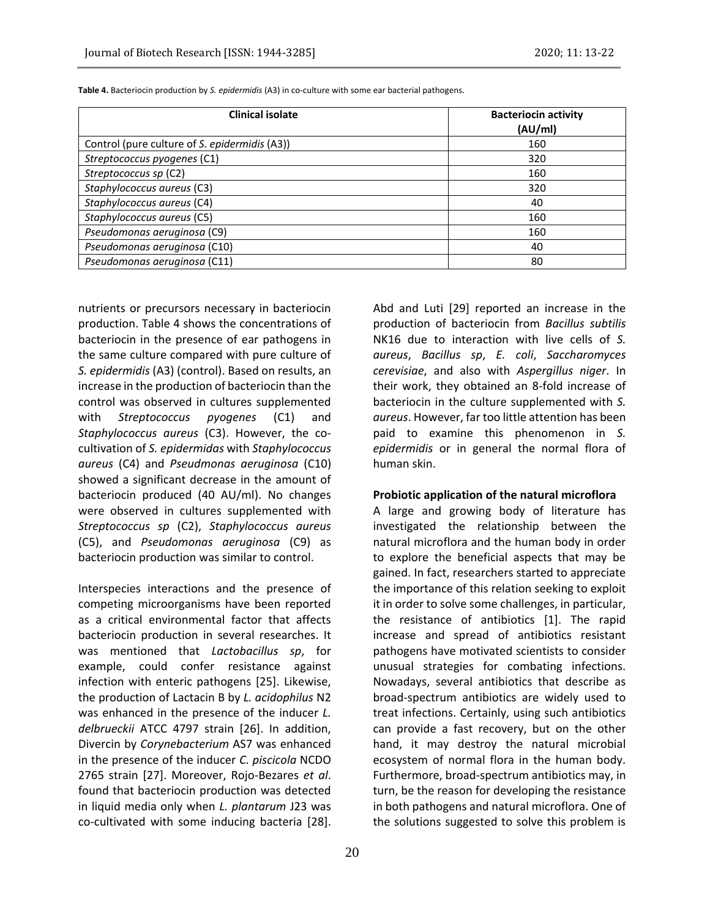**Table 4.** Bacteriocin production by *S. epidermidis* (A3) in co-culture with some ear bacterial pathogens.

| Clinical isolate | Bacteriocin activity (AU/ml) |
|---|---|
| Control (pure culture of *S. epidermidis* (A3)) | 160 |
| *Streptococcus pyogenes* (C1) | 320 |
| *Streptococcus sp* (C2) | 160 |
| *Staphylococcus aureus* (C3) | 320 |
| *Staphylococcus aureus* (C4) | 40 |
| *Staphylococcus aureus* (C5) | 160 |
| *Pseudomonas aeruginosa* (C9) | 160 |
| *Pseudomonas aeruginosa* (C10) | 40 |
| *Pseudomonas aeruginosa* (C11) | 80 |

nutrients or precursors necessary in bacteriocin production. Table 4 shows the concentrations of bacteriocin in the presence of ear pathogens in the same culture compared with pure culture of *S. epidermidis* (A3) (control). Based on results, an increase in the production of bacteriocin than the control was observed in cultures supplemented with *Streptococcus pyogenes* (C1) and *Staphylococcus aureus* (C3). However, the co-cultivation of *S. epidermidas* with *Staphylococcus aureus* (C4) and *Pseudmonas aeruginosa* (C10) showed a significant decrease in the amount of bacteriocin produced (40 AU/ml). No changes were observed in cultures supplemented with *Streptococcus sp* (C2), *Staphylococcus aureus* (C5), and *Pseudomonas aeruginosa* (C9) as bacteriocin production was similar to control.

Interspecies interactions and the presence of competing microorganisms have been reported as a critical environmental factor that affects bacteriocin production in several researches. It was mentioned that *Lactobacillus sp*, for example, could confer resistance against infection with enteric pathogens [25]. Likewise, the production of Lactacin B by *L. acidophilus* N2 was enhanced in the presence of the inducer *L. delbrueckii* ATCC 4797 strain [26]. In addition, Divercin by *Corynebacterium* AS7 was enhanced in the presence of the inducer *C. piscicola* NCDO 2765 strain [27]. Moreover, Rojo-Bezares *et al*. found that bacteriocin production was detected in liquid media only when *L. plantarum* J23 was co-cultivated with some inducing bacteria [28]. Abd and Luti [29] reported an increase in the production of bacteriocin from *Bacillus subtilis* NK16 due to interaction with live cells of *S. aureus*, *Bacillus sp*, *E. coli*, *Saccharomyces cerevisiae*, and also with *Aspergillus niger*. In their work, they obtained an 8-fold increase of bacteriocin in the culture supplemented with *S. aureus*. However, far too little attention has been paid to examine this phenomenon in *S. epidermidis* or in general the normal flora of human skin.

**Probiotic application of the natural microflora**

A large and growing body of literature has investigated the relationship between the natural microflora and the human body in order to explore the beneficial aspects that may be gained. In fact, researchers started to appreciate the importance of this relation seeking to exploit it in order to solve some challenges, in particular, the resistance of antibiotics [1]. The rapid increase and spread of antibiotics resistant pathogens have motivated scientists to consider unusual strategies for combating infections. Nowadays, several antibiotics that describe as broad-spectrum antibiotics are widely used to treat infections. Certainly, using such antibiotics can provide a fast recovery, but on the other hand, it may destroy the natural microbial ecosystem of normal flora in the human body. Furthermore, broad-spectrum antibiotics may, in turn, be the reason for developing the resistance in both pathogens and natural microflora. One of the solutions suggested to solve this problem is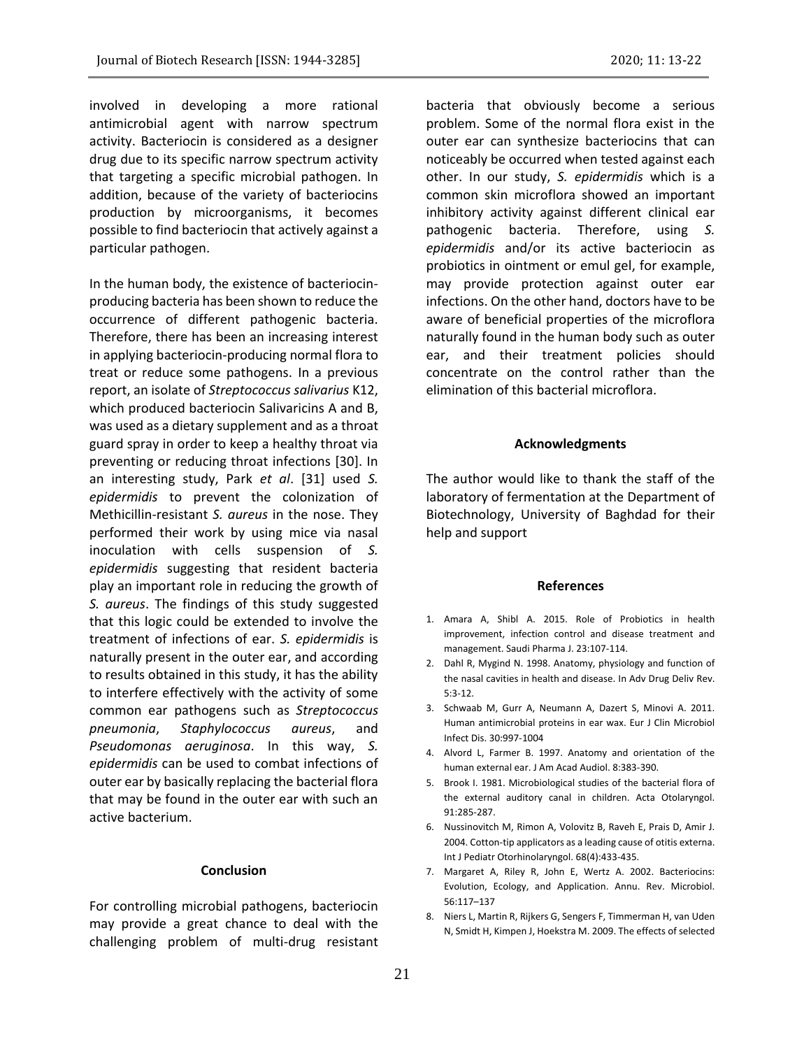involved in developing a more rational antimicrobial agent with narrow spectrum activity. Bacteriocin is considered as a designer drug due to its specific narrow spectrum activity that targeting a specific microbial pathogen. In addition, because of the variety of bacteriocins production by microorganisms, it becomes possible to find bacteriocin that actively against a particular pathogen.

In the human body, the existence of bacteriocin-producing bacteria has been shown to reduce the occurrence of different pathogenic bacteria. Therefore, there has been an increasing interest in applying bacteriocin-producing normal flora to treat or reduce some pathogens. In a previous report, an isolate of *Streptococcus salivarius* K12, which produced bacteriocin Salivaricins A and B, was used as a dietary supplement and as a throat guard spray in order to keep a healthy throat via preventing or reducing throat infections [30]. In an interesting study, Park *et al*. [31] used *S. epidermidis* to prevent the colonization of Methicillin-resistant *S. aureus* in the nose. They performed their work by using mice via nasal inoculation with cells suspension of *S. epidermidis* suggesting that resident bacteria play an important role in reducing the growth of *S. aureus*. The findings of this study suggested that this logic could be extended to involve the treatment of infections of ear. *S. epidermidis* is naturally present in the outer ear, and according to results obtained in this study, it has the ability to interfere effectively with the activity of some common ear pathogens such as *Streptococcus pneumonia*, *Staphylococcus aureus*, and *Pseudomonas aeruginosa*. In this way, *S. epidermidis* can be used to combat infections of outer ear by basically replacing the bacterial flora that may be found in the outer ear with such an active bacterium.

## Conclusion

For controlling microbial pathogens, bacteriocin may provide a great chance to deal with the challenging problem of multi-drug resistant bacteria that obviously become a serious problem. Some of the normal flora exist in the outer ear can synthesize bacteriocins that can noticeably be occurred when tested against each other. In our study, *S. epidermidis* which is a common skin microflora showed an important inhibitory activity against different clinical ear pathogenic bacteria. Therefore, using *S. epidermidis* and/or its active bacteriocin as probiotics in ointment or emul gel, for example, may provide protection against outer ear infections. On the other hand, doctors have to be aware of beneficial properties of the microflora naturally found in the human body such as outer ear, and their treatment policies should concentrate on the control rather than the elimination of this bacterial microflora.

## Acknowledgments

The author would like to thank the staff of the laboratory of fermentation at the Department of Biotechnology, University of Baghdad for their help and support

## References

1. Amara A, Shibl A. 2015. Role of Probiotics in health improvement, infection control and disease treatment and management. Saudi Pharma J. 23:107-114.
2. Dahl R, Mygind N. 1998. Anatomy, physiology and function of the nasal cavities in health and disease. In Adv Drug Deliv Rev. 5:3-12.
3. Schwaab M, Gurr A, Neumann A, Dazert S, Minovi A. 2011. Human antimicrobial proteins in ear wax. Eur J Clin Microbiol Infect Dis. 30:997-1004
4. Alvord L, Farmer B. 1997. Anatomy and orientation of the human external ear. J Am Acad Audiol. 8:383-390.
5. Brook I. 1981. Microbiological studies of the bacterial flora of the external auditory canal in children. Acta Otolaryngol. 91:285-287.
6. Nussinovitch M, Rimon A, Volovitz B, Raveh E, Prais D, Amir J. 2004. Cotton-tip applicators as a leading cause of otitis externa. Int J Pediatr Otorhinolaryngol. 68(4):433-435.
7. Margaret A, Riley R, John E, Wertz A. 2002. Bacteriocins: Evolution, Ecology, and Application. Annu. Rev. Microbiol. 56:117–137
8. Niers L, Martin R, Rijkers G, Sengers F, Timmerman H, van Uden N, Smidt H, Kimpen J, Hoekstra M. 2009. The effects of selected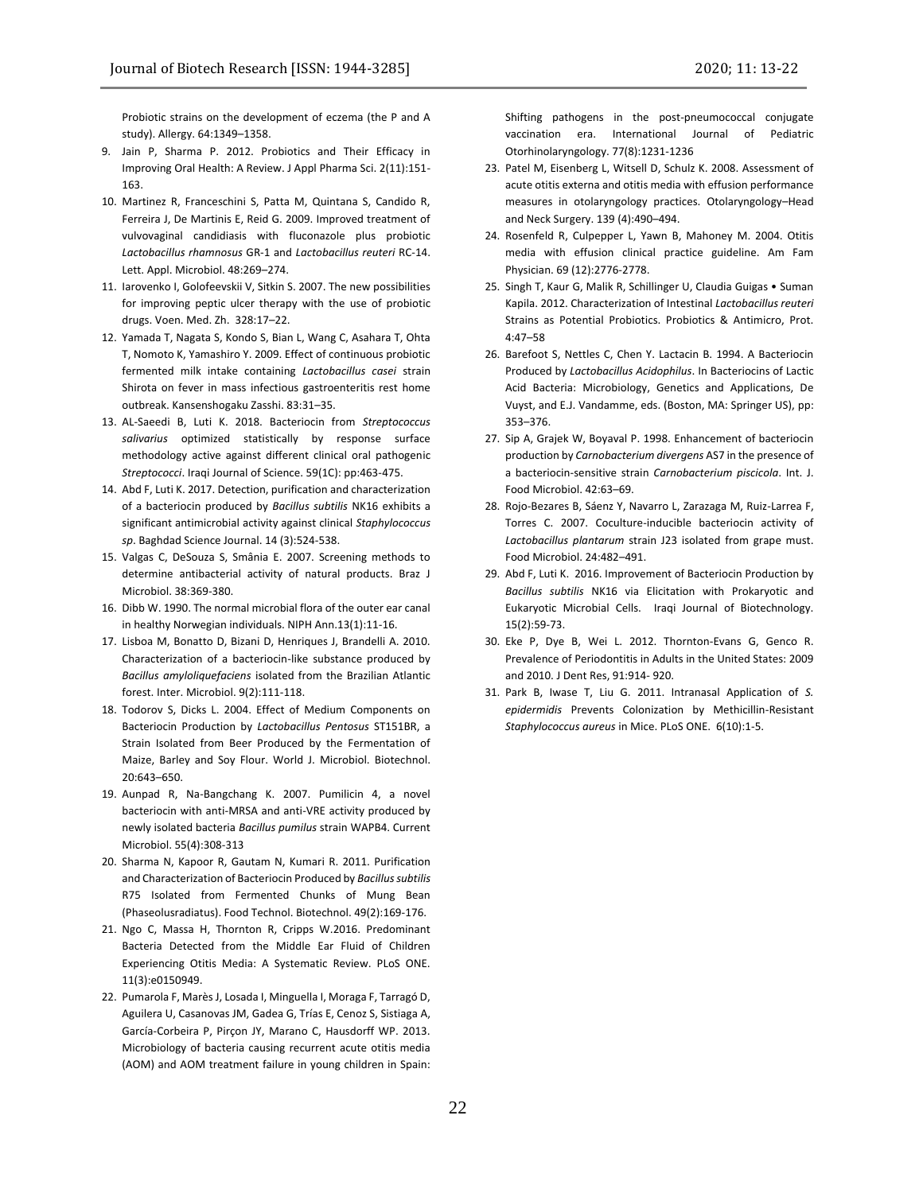Probiotic strains on the development of eczema (the P and A study). Allergy. 64:1349–1358.

9. Jain P, Sharma P. 2012. Probiotics and Their Efficacy in Improving Oral Health: A Review. J Appl Pharma Sci. 2(11):151-163.
10. Martinez R, Franceschini S, Patta M, Quintana S, Candido R, Ferreira J, De Martinis E, Reid G. 2009. Improved treatment of vulvovaginal candidiasis with fluconazole plus probiotic *Lactobacillus rhamnosus* GR-1 and *Lactobacillus reuteri* RC-14. Lett. Appl. Microbiol. 48:269–274.
11. Iarovenko I, Golofeevskii V, Sitkin S. 2007. The new possibilities for improving peptic ulcer therapy with the use of probiotic drugs. Voen. Med. Zh. 328:17–22.
12. Yamada T, Nagata S, Kondo S, Bian L, Wang C, Asahara T, Ohta T, Nomoto K, Yamashiro Y. 2009. Effect of continuous probiotic fermented milk intake containing *Lactobacillus casei* strain Shirota on fever in mass infectious gastroenteritis rest home outbreak. Kansenshogaku Zasshi. 83:31–35.
13. AL-Saeedi B, Luti K. 2018. Bacteriocin from *Streptococcus salivarius* optimized statistically by response surface methodology active against different clinical oral pathogenic *Streptococci*. Iraqi Journal of Science. 59(1C): pp:463-475.
14. Abd F, Luti K. 2017. Detection, purification and characterization of a bacteriocin produced by *Bacillus subtilis* NK16 exhibits a significant antimicrobial activity against clinical *Staphylococcus sp*. Baghdad Science Journal. 14 (3):524-538.
15. Valgas C, DeSouza S, Smânia E. 2007. Screening methods to determine antibacterial activity of natural products. Braz J Microbiol. 38:369-380.
16. Dibb W. 1990. The normal microbial flora of the outer ear canal in healthy Norwegian individuals. NIPH Ann.13(1):11-16.
17. Lisboa M, Bonatto D, Bizani D, Henriques J, Brandelli A. 2010. Characterization of a bacteriocin-like substance produced by *Bacillus amyloliquefaciens* isolated from the Brazilian Atlantic forest. Inter. Microbiol. 9(2):111-118.
18. Todorov S, Dicks L. 2004. Effect of Medium Components on Bacteriocin Production by *Lactobacillus Pentosus* ST151BR, a Strain Isolated from Beer Produced by the Fermentation of Maize, Barley and Soy Flour. World J. Microbiol. Biotechnol. 20:643–650.
19. Aunpad R, Na-Bangchang K. 2007. Pumilicin 4, a novel bacteriocin with anti-MRSA and anti-VRE activity produced by newly isolated bacteria *Bacillus pumilus* strain WAPB4. Current Microbiol. 55(4):308-313
20. Sharma N, Kapoor R, Gautam N, Kumari R. 2011. Purification and Characterization of Bacteriocin Produced by *Bacillus subtilis* R75 Isolated from Fermented Chunks of Mung Bean (Phaseolusradiatus). Food Technol. Biotechnol. 49(2):169-176.
21. Ngo C, Massa H, Thornton R, Cripps W.2016. Predominant Bacteria Detected from the Middle Ear Fluid of Children Experiencing Otitis Media: A Systematic Review. PLoS ONE. 11(3):e0150949.
22. Pumarola F, Marès J, Losada I, Minguella I, Moraga F, Tarragó D, Aguilera U, Casanovas JM, Gadea G, Trías E, Cenoz S, Sistiaga A, García-Corbeira P, Pirçon JY, Marano C, Hausdorff WP. 2013. Microbiology of bacteria causing recurrent acute otitis media (AOM) and AOM treatment failure in young children in Spain: Shifting pathogens in the post-pneumococcal conjugate vaccination era. International Journal of Pediatric Otorhinolaryngology. 77(8):1231-1236
23. Patel M, Eisenberg L, Witsell D, Schulz K. 2008. Assessment of acute otitis externa and otitis media with effusion performance measures in otolaryngology practices. Otolaryngology–Head and Neck Surgery. 139 (4):490–494.
24. Rosenfeld R, Culpepper L, Yawn B, Mahoney M. 2004. Otitis media with effusion clinical practice guideline. Am Fam Physician. 69 (12):2776-2778.
25. Singh T, Kaur G, Malik R, Schillinger U, Claudia Guigas • Suman Kapila. 2012. Characterization of Intestinal *Lactobacillus reuteri* Strains as Potential Probiotics. Probiotics & Antimicro, Prot. 4:47–58
26. Barefoot S, Nettles C, Chen Y. Lactacin B. 1994. A Bacteriocin Produced by *Lactobacillus Acidophilus*. In Bacteriocins of Lactic Acid Bacteria: Microbiology, Genetics and Applications, De Vuyst, and E.J. Vandamme, eds. (Boston, MA: Springer US), pp: 353–376.
27. Sip A, Grajek W, Boyaval P. 1998. Enhancement of bacteriocin production by *Carnobacterium divergens* AS7 in the presence of a bacteriocin-sensitive strain *Carnobacterium piscicola*. Int. J. Food Microbiol. 42:63–69.
28. Rojo-Bezares B, Sáenz Y, Navarro L, Zarazaga M, Ruiz-Larrea F, Torres C. 2007. Coculture-inducible bacteriocin activity of *Lactobacillus plantarum* strain J23 isolated from grape must. Food Microbiol. 24:482–491.
29. Abd F, Luti K. 2016. Improvement of Bacteriocin Production by *Bacillus subtilis* NK16 via Elicitation with Prokaryotic and Eukaryotic Microbial Cells. Iraqi Journal of Biotechnology. 15(2):59-73.
30. Eke P, Dye B, Wei L. 2012. Thornton-Evans G, Genco R. Prevalence of Periodontitis in Adults in the United States: 2009 and 2010. J Dent Res, 91:914- 920.
31. Park B, Iwase T, Liu G. 2011. Intranasal Application of *S. epidermidis* Prevents Colonization by Methicillin-Resistant *Staphylococcus aureus* in Mice. PLoS ONE. 6(10):1-5.